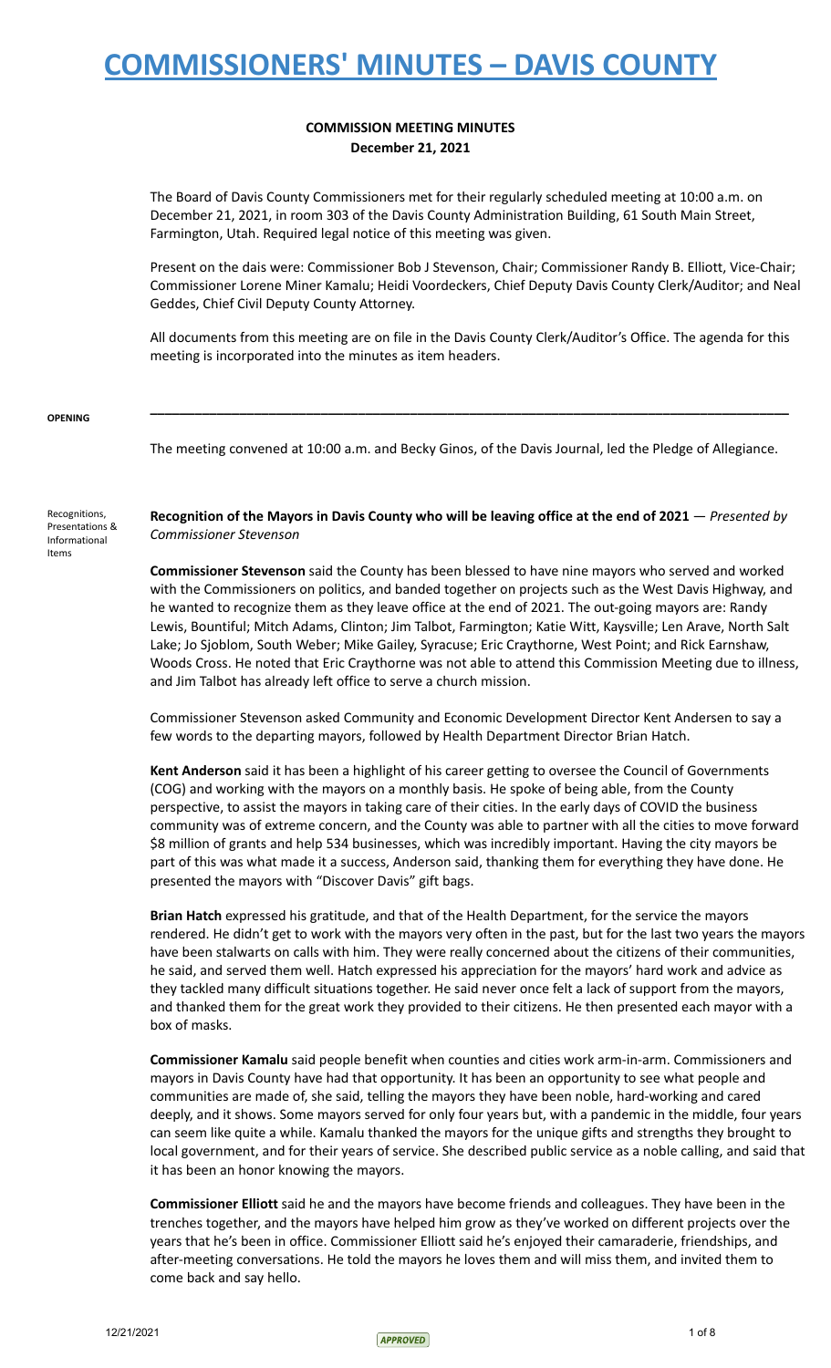# COMMISSIONERS' MINUTES – DAVIS COUNTY

**COMMISSION MEETING MINUTES**
**December 21, 2021**

The Board of Davis County Commissioners met for their regularly scheduled meeting at 10:00 a.m. on December 21, 2021, in room 303 of the Davis County Administration Building, 61 South Main Street, Farmington, Utah. Required legal notice of this meeting was given.

Present on the dais were: Commissioner Bob J Stevenson, Chair; Commissioner Randy B. Elliott, Vice-Chair; Commissioner Lorene Miner Kamalu; Heidi Voordeckers, Chief Deputy Davis County Clerk/Auditor; and Neal Geddes, Chief Civil Deputy County Attorney.

All documents from this meeting are on file in the Davis County Clerk/Auditor's Office. The agenda for this meeting is incorporated into the minutes as item headers.

---

**OPENING**

The meeting convened at 10:00 a.m. and Becky Ginos, of the Davis Journal, led the Pledge of Allegiance.

Recognitions, Presentations & Informational Items

**Recognition of the Mayors in Davis County who will be leaving office at the end of 2021** — *Presented by Commissioner Stevenson*

**Commissioner Stevenson** said the County has been blessed to have nine mayors who served and worked with the Commissioners on politics, and banded together on projects such as the West Davis Highway, and he wanted to recognize them as they leave office at the end of 2021. The out-going mayors are: Randy Lewis, Bountiful; Mitch Adams, Clinton; Jim Talbot, Farmington; Katie Witt, Kaysville; Len Arave, North Salt Lake; Jo Sjoblom, South Weber; Mike Gailey, Syracuse; Eric Craythorne, West Point; and Rick Earnshaw, Woods Cross. He noted that Eric Craythorne was not able to attend this Commission Meeting due to illness, and Jim Talbot has already left office to serve a church mission.

Commissioner Stevenson asked Community and Economic Development Director Kent Andersen to say a few words to the departing mayors, followed by Health Department Director Brian Hatch.

**Kent Anderson** said it has been a highlight of his career getting to oversee the Council of Governments (COG) and working with the mayors on a monthly basis. He spoke of being able, from the County perspective, to assist the mayors in taking care of their cities. In the early days of COVID the business community was of extreme concern, and the County was able to partner with all the cities to move forward $8 million of grants and help 534 businesses, which was incredibly important. Having the city mayors be part of this was what made it a success, Anderson said, thanking them for everything they have done. He presented the mayors with "Discover Davis" gift bags.

**Brian Hatch** expressed his gratitude, and that of the Health Department, for the service the mayors rendered. He didn't get to work with the mayors very often in the past, but for the last two years the mayors have been stalwarts on calls with him. They were really concerned about the citizens of their communities, he said, and served them well. Hatch expressed his appreciation for the mayors' hard work and advice as they tackled many difficult situations together. He said never once felt a lack of support from the mayors, and thanked them for the great work they provided to their citizens. He then presented each mayor with a box of masks.

**Commissioner Kamalu** said people benefit when counties and cities work arm-in-arm. Commissioners and mayors in Davis County have had that opportunity. It has been an opportunity to see what people and communities are made of, she said, telling the mayors they have been noble, hard-working and cared deeply, and it shows. Some mayors served for only four years but, with a pandemic in the middle, four years can seem like quite a while. Kamalu thanked the mayors for the unique gifts and strengths they brought to local government, and for their years of service. She described public service as a noble calling, and said that it has been an honor knowing the mayors.

**Commissioner Elliott** said he and the mayors have become friends and colleagues. They have been in the trenches together, and the mayors have helped him grow as they've worked on different projects over the years that he's been in office. Commissioner Elliott said he's enjoyed their camaraderie, friendships, and after-meeting conversations. He told the mayors he loves them and will miss them, and invited them to come back and say hello.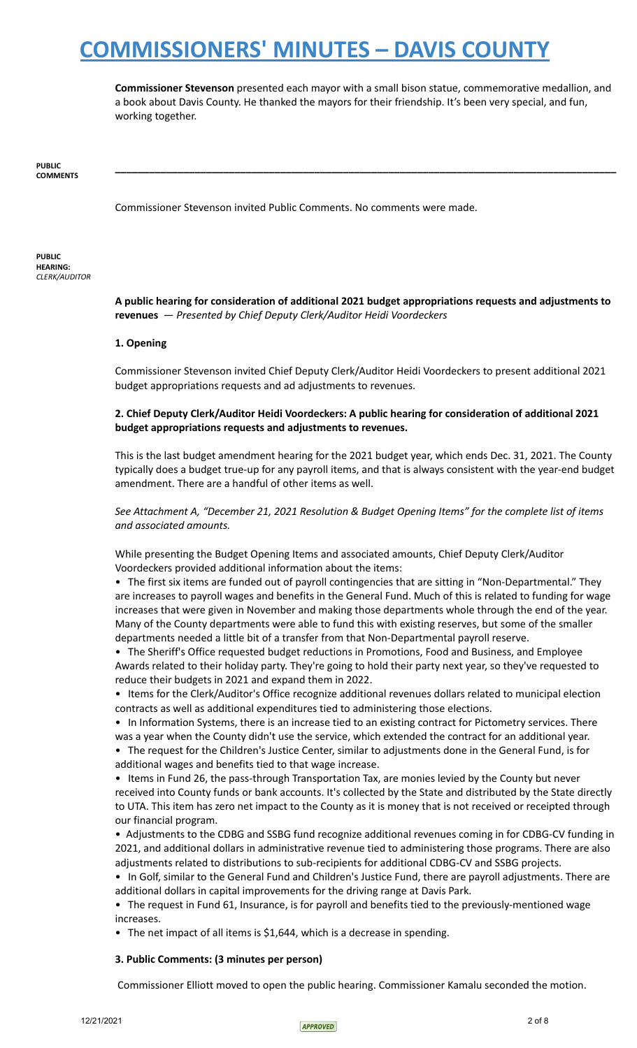**Commissioner Stevenson** presented each mayor with a small bison statue, commemorative medallion, and a book about Davis County. He thanked the mayors for their friendship. It's been very special, and fun, working together.

**PUBLIC COMMENTS**

---

Commissioner Stevenson invited Public Comments. No comments were made.

**PUBLIC HEARING:** *CLERK/AUDITOR*

**A public hearing for consideration of additional 2021 budget appropriations requests and adjustments to revenues** — *Presented by Chief Deputy Clerk/Auditor Heidi Voordeckers*

**1. Opening**

Commissioner Stevenson invited Chief Deputy Clerk/Auditor Heidi Voordeckers to present additional 2021 budget appropriations requests and ad adjustments to revenues.

**2. Chief Deputy Clerk/Auditor Heidi Voordeckers: A public hearing for consideration of additional 2021 budget appropriations requests and adjustments to revenues.**

This is the last budget amendment hearing for the 2021 budget year, which ends Dec. 31, 2021. The County typically does a budget true-up for any payroll items, and that is always consistent with the year-end budget amendment. There are a handful of other items as well.

*See Attachment A, "December 21, 2021 Resolution & Budget Opening Items" for the complete list of items and associated amounts.*

While presenting the Budget Opening Items and associated amounts, Chief Deputy Clerk/Auditor Voordeckers provided additional information about the items:

- The first six items are funded out of payroll contingencies that are sitting in "Non-Departmental." They are increases to payroll wages and benefits in the General Fund. Much of this is related to funding for wage increases that were given in November and making those departments whole through the end of the year. Many of the County departments were able to fund this with existing reserves, but some of the smaller departments needed a little bit of a transfer from that Non-Departmental payroll reserve.
- The Sheriff's Office requested budget reductions in Promotions, Food and Business, and Employee Awards related to their holiday party. They're going to hold their party next year, so they've requested to reduce their budgets in 2021 and expand them in 2022.
- Items for the Clerk/Auditor's Office recognize additional revenues dollars related to municipal election contracts as well as additional expenditures tied to administering those elections.
- In Information Systems, there is an increase tied to an existing contract for Pictometry services. There was a year when the County didn't use the service, which extended the contract for an additional year.
- The request for the Children's Justice Center, similar to adjustments done in the General Fund, is for additional wages and benefits tied to that wage increase.
- Items in Fund 26, the pass-through Transportation Tax, are monies levied by the County but never received into County funds or bank accounts. It's collected by the State and distributed by the State directly to UTA. This item has zero net impact to the County as it is money that is not received or receipted through our financial program.
- Adjustments to the CDBG and SSBG fund recognize additional revenues coming in for CDBG-CV funding in 2021, and additional dollars in administrative revenue tied to administering those programs. There are also adjustments related to distributions to sub-recipients for additional CDBG-CV and SSBG projects.
- In Golf, similar to the General Fund and Children's Justice Fund, there are payroll adjustments. There are additional dollars in capital improvements for the driving range at Davis Park.
- The request in Fund 61, Insurance, is for payroll and benefits tied to the previously-mentioned wage increases.
- The net impact of all items is $1,644, which is a decrease in spending.

**3. Public Comments: (3 minutes per person)**

Commissioner Elliott moved to open the public hearing. Commissioner Kamalu seconded the motion.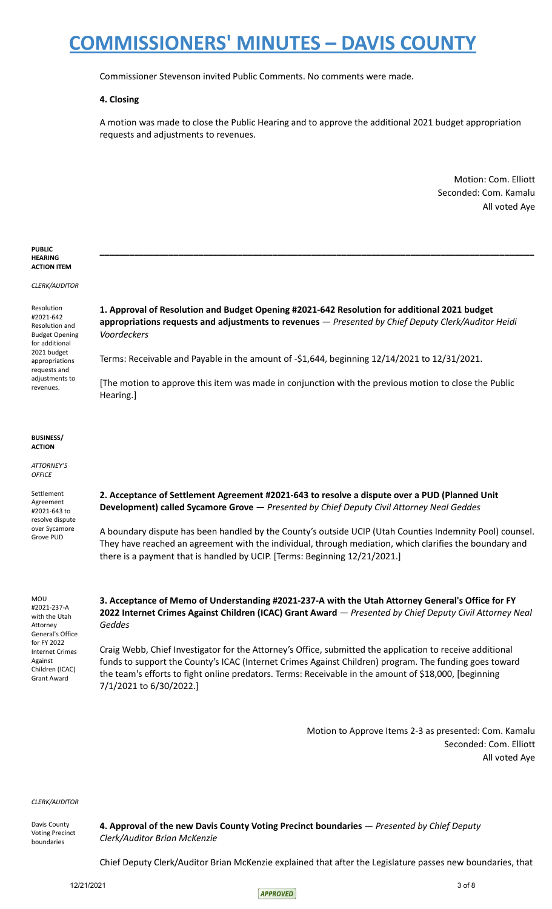Commissioner Stevenson invited Public Comments. No comments were made.

**4. Closing**

A motion was made to close the Public Hearing and to approve the additional 2021 budget appropriation requests and adjustments to revenues.

Motion: Com. Elliott
Seconded: Com. Kamalu
All voted Aye

---

**PUBLIC HEARING ACTION ITEM**

*CLERK/AUDITOR*

Resolution #2021-642 Resolution and Budget Opening for additional 2021 budget appropriations requests and adjustments to revenues.

**1. Approval of Resolution and Budget Opening #2021-642 Resolution for additional 2021 budget appropriations requests and adjustments to revenues** — *Presented by Chief Deputy Clerk/Auditor Heidi Voordeckers*

Terms: Receivable and Payable in the amount of -$1,644, beginning 12/14/2021 to 12/31/2021.

[The motion to approve this item was made in conjunction with the previous motion to close the Public Hearing.]

**BUSINESS/ ACTION**

*ATTORNEY'S OFFICE*

Settlement Agreement #2021-643 to resolve dispute over Sycamore Grove PUD

**2. Acceptance of Settlement Agreement #2021-643 to resolve a dispute over a PUD (Planned Unit Development) called Sycamore Grove** — *Presented by Chief Deputy Civil Attorney Neal Geddes*

A boundary dispute has been handled by the County's outside UCIP (Utah Counties Indemnity Pool) counsel. They have reached an agreement with the individual, through mediation, which clarifies the boundary and there is a payment that is handled by UCIP. [Terms: Beginning 12/21/2021.]

MOU #2021-237-A with the Utah Attorney General's Office for FY 2022 Internet Crimes Against Children (ICAC) Grant Award

**3. Acceptance of Memo of Understanding #2021-237-A with the Utah Attorney General's Office for FY 2022 Internet Crimes Against Children (ICAC) Grant Award** — *Presented by Chief Deputy Civil Attorney Neal Geddes*

Craig Webb, Chief Investigator for the Attorney's Office, submitted the application to receive additional funds to support the County's ICAC (Internet Crimes Against Children) program. The funding goes toward the team's efforts to fight online predators. Terms: Receivable in the amount of $18,000, [beginning 7/1/2021 to 6/30/2022.]

Motion to Approve Items 2-3 as presented: Com. Kamalu
Seconded: Com. Elliott
All voted Aye

*CLERK/AUDITOR*

Davis County Voting Precinct boundaries

**4. Approval of the new Davis County Voting Precinct boundaries** — *Presented by Chief Deputy Clerk/Auditor Brian McKenzie*

Chief Deputy Clerk/Auditor Brian McKenzie explained that after the Legislature passes new boundaries, that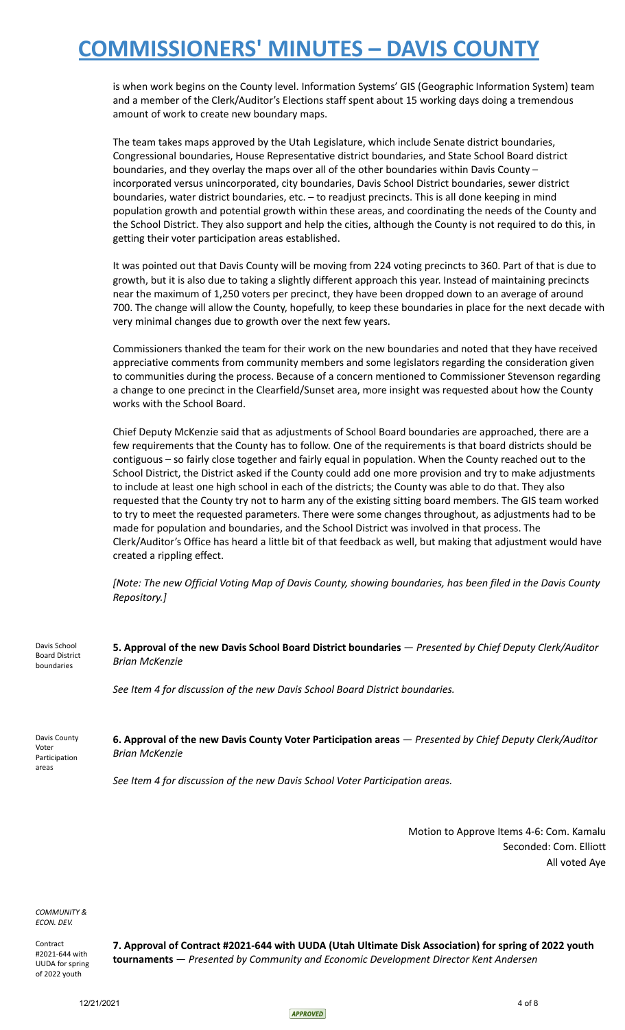is when work begins on the County level. Information Systems' GIS (Geographic Information System) team and a member of the Clerk/Auditor's Elections staff spent about 15 working days doing a tremendous amount of work to create new boundary maps.

The team takes maps approved by the Utah Legislature, which include Senate district boundaries, Congressional boundaries, House Representative district boundaries, and State School Board district boundaries, and they overlay the maps over all of the other boundaries within Davis County – incorporated versus unincorporated, city boundaries, Davis School District boundaries, sewer district boundaries, water district boundaries, etc. – to readjust precincts. This is all done keeping in mind population growth and potential growth within these areas, and coordinating the needs of the County and the School District. They also support and help the cities, although the County is not required to do this, in getting their voter participation areas established.

It was pointed out that Davis County will be moving from 224 voting precincts to 360. Part of that is due to growth, but it is also due to taking a slightly different approach this year. Instead of maintaining precincts near the maximum of 1,250 voters per precinct, they have been dropped down to an average of around 700. The change will allow the County, hopefully, to keep these boundaries in place for the next decade with very minimal changes due to growth over the next few years.

Commissioners thanked the team for their work on the new boundaries and noted that they have received appreciative comments from community members and some legislators regarding the consideration given to communities during the process. Because of a concern mentioned to Commissioner Stevenson regarding a change to one precinct in the Clearfield/Sunset area, more insight was requested about how the County works with the School Board.

Chief Deputy McKenzie said that as adjustments of School Board boundaries are approached, there are a few requirements that the County has to follow. One of the requirements is that board districts should be contiguous – so fairly close together and fairly equal in population. When the County reached out to the School District, the District asked if the County could add one more provision and try to make adjustments to include at least one high school in each of the districts; the County was able to do that. They also requested that the County try not to harm any of the existing sitting board members. The GIS team worked to try to meet the requested parameters. There were some changes throughout, as adjustments had to be made for population and boundaries, and the School District was involved in that process. The Clerk/Auditor's Office has heard a little bit of that feedback as well, but making that adjustment would have created a rippling effect.

*[Note: The new Official Voting Map of Davis County, showing boundaries, has been filed in the Davis County Repository.]*

Davis School Board District boundaries

**5. Approval of the new Davis School Board District boundaries** — *Presented by Chief Deputy Clerk/Auditor Brian McKenzie*

*See Item 4 for discussion of the new Davis School Board District boundaries.*

Davis County Voter Participation areas

**6. Approval of the new Davis County Voter Participation areas** — *Presented by Chief Deputy Clerk/Auditor Brian McKenzie*

*See Item 4 for discussion of the new Davis School Voter Participation areas.*

Motion to Approve Items 4-6: Com. Kamalu
Seconded: Com. Elliott
All voted Aye

*COMMUNITY & ECON. DEV.*

Contract #2021-644 with UUDA for spring of 2022 youth

**7. Approval of Contract #2021-644 with UUDA (Utah Ultimate Disk Association) for spring of 2022 youth tournaments** — *Presented by Community and Economic Development Director Kent Andersen*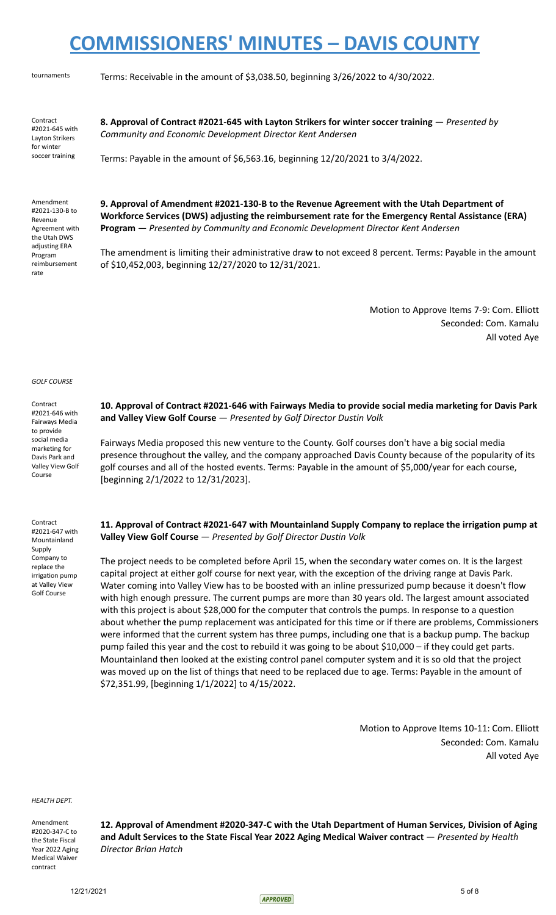tournaments

Terms: Receivable in the amount of $3,038.50, beginning 3/26/2022 to 4/30/2022.

Contract #2021-645 with Layton Strikers for winter soccer training

**8. Approval of Contract #2021-645 with Layton Strikers for winter soccer training** — *Presented by Community and Economic Development Director Kent Andersen*

Terms: Payable in the amount of $6,563.16, beginning 12/20/2021 to 3/4/2022.

Amendment #2021-130-B to Revenue Agreement with the Utah DWS adjusting ERA Program reimbursement rate

**9. Approval of Amendment #2021-130-B to the Revenue Agreement with the Utah Department of Workforce Services (DWS) adjusting the reimbursement rate for the Emergency Rental Assistance (ERA) Program** — *Presented by Community and Economic Development Director Kent Andersen*

The amendment is limiting their administrative draw to not exceed 8 percent. Terms: Payable in the amount of $10,452,003, beginning 12/27/2020 to 12/31/2021.

Motion to Approve Items 7-9: Com. Elliott
Seconded: Com. Kamalu
All voted Aye

*GOLF COURSE*

Contract #2021-646 with Fairways Media to provide social media marketing for Davis Park and Valley View Golf Course

**10. Approval of Contract #2021-646 with Fairways Media to provide social media marketing for Davis Park and Valley View Golf Course** — *Presented by Golf Director Dustin Volk*

Fairways Media proposed this new venture to the County. Golf courses don't have a big social media presence throughout the valley, and the company approached Davis County because of the popularity of its golf courses and all of the hosted events. Terms: Payable in the amount of $5,000/year for each course, [beginning 2/1/2022 to 12/31/2023].

Contract #2021-647 with Mountainland Supply Company to replace the irrigation pump at Valley View Golf Course

**11. Approval of Contract #2021-647 with Mountainland Supply Company to replace the irrigation pump at Valley View Golf Course** — *Presented by Golf Director Dustin Volk*

The project needs to be completed before April 15, when the secondary water comes on. It is the largest capital project at either golf course for next year, with the exception of the driving range at Davis Park. Water coming into Valley View has to be boosted with an inline pressurized pump because it doesn't flow with high enough pressure. The current pumps are more than 30 years old. The largest amount associated with this project is about $28,000 for the computer that controls the pumps. In response to a question about whether the pump replacement was anticipated for this time or if there are problems, Commissioners were informed that the current system has three pumps, including one that is a backup pump. The backup pump failed this year and the cost to rebuild it was going to be about $10,000 – if they could get parts. Mountainland then looked at the existing control panel computer system and it is so old that the project was moved up on the list of things that need to be replaced due to age. Terms: Payable in the amount of $72,351.99, [beginning 1/1/2022] to 4/15/2022.

Motion to Approve Items 10-11: Com. Elliott
Seconded: Com. Kamalu
All voted Aye

*HEALTH DEPT.*

Amendment #2020-347-C to the State Fiscal Year 2022 Aging Medical Waiver contract

**12. Approval of Amendment #2020-347-C with the Utah Department of Human Services, Division of Aging and Adult Services to the State Fiscal Year 2022 Aging Medical Waiver contract** — *Presented by Health Director Brian Hatch*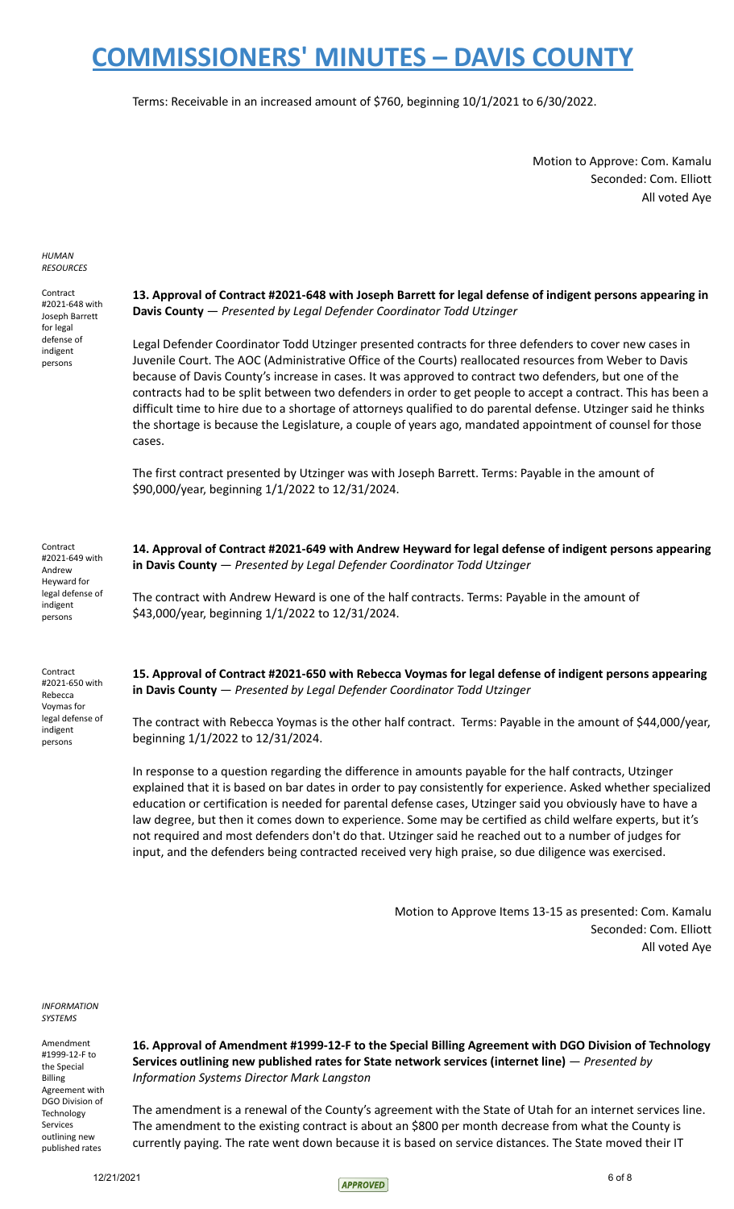# COMMISSIONERS' MINUTES – DAVIS COUNTY

Terms: Receivable in an increased amount of $760, beginning 10/1/2021 to 6/30/2022.

Motion to Approve: Com. Kamalu
Seconded: Com. Elliott
All voted Aye

*HUMAN RESOURCES*

Contract #2021-648 with Joseph Barrett for legal defense of indigent persons

**13. Approval of Contract #2021-648 with Joseph Barrett for legal defense of indigent persons appearing in Davis County** — *Presented by Legal Defender Coordinator Todd Utzinger*

Legal Defender Coordinator Todd Utzinger presented contracts for three defenders to cover new cases in Juvenile Court. The AOC (Administrative Office of the Courts) reallocated resources from Weber to Davis because of Davis County's increase in cases. It was approved to contract two defenders, but one of the contracts had to be split between two defenders in order to get people to accept a contract. This has been a difficult time to hire due to a shortage of attorneys qualified to do parental defense. Utzinger said he thinks the shortage is because the Legislature, a couple of years ago, mandated appointment of counsel for those cases.

The first contract presented by Utzinger was with Joseph Barrett. Terms: Payable in the amount of $90,000/year, beginning 1/1/2022 to 12/31/2024.

Contract #2021-649 with Andrew Heyward for legal defense of indigent persons

**14. Approval of Contract #2021-649 with Andrew Heyward for legal defense of indigent persons appearing in Davis County** — *Presented by Legal Defender Coordinator Todd Utzinger*

The contract with Andrew Heward is one of the half contracts. Terms: Payable in the amount of $43,000/year, beginning 1/1/2022 to 12/31/2024.

Contract #2021-650 with Rebecca Voymas for legal defense of indigent persons

**15. Approval of Contract #2021-650 with Rebecca Voymas for legal defense of indigent persons appearing in Davis County** — *Presented by Legal Defender Coordinator Todd Utzinger*

The contract with Rebecca Yoymas is the other half contract. Terms: Payable in the amount of $44,000/year, beginning 1/1/2022 to 12/31/2024.

In response to a question regarding the difference in amounts payable for the half contracts, Utzinger explained that it is based on bar dates in order to pay consistently for experience. Asked whether specialized education or certification is needed for parental defense cases, Utzinger said you obviously have to have a law degree, but then it comes down to experience. Some may be certified as child welfare experts, but it's not required and most defenders don't do that. Utzinger said he reached out to a number of judges for input, and the defenders being contracted received very high praise, so due diligence was exercised.

Motion to Approve Items 13-15 as presented: Com. Kamalu
Seconded: Com. Elliott
All voted Aye

*INFORMATION SYSTEMS*

Amendment #1999-12-F to the Special Billing Agreement with DGO Division of Technology Services outlining new published rates

**16. Approval of Amendment #1999-12-F to the Special Billing Agreement with DGO Division of Technology Services outlining new published rates for State network services (internet line)** — *Presented by Information Systems Director Mark Langston*

The amendment is a renewal of the County's agreement with the State of Utah for an internet services line. The amendment to the existing contract is about an $800 per month decrease from what the County is currently paying. The rate went down because it is based on service distances. The State moved their IT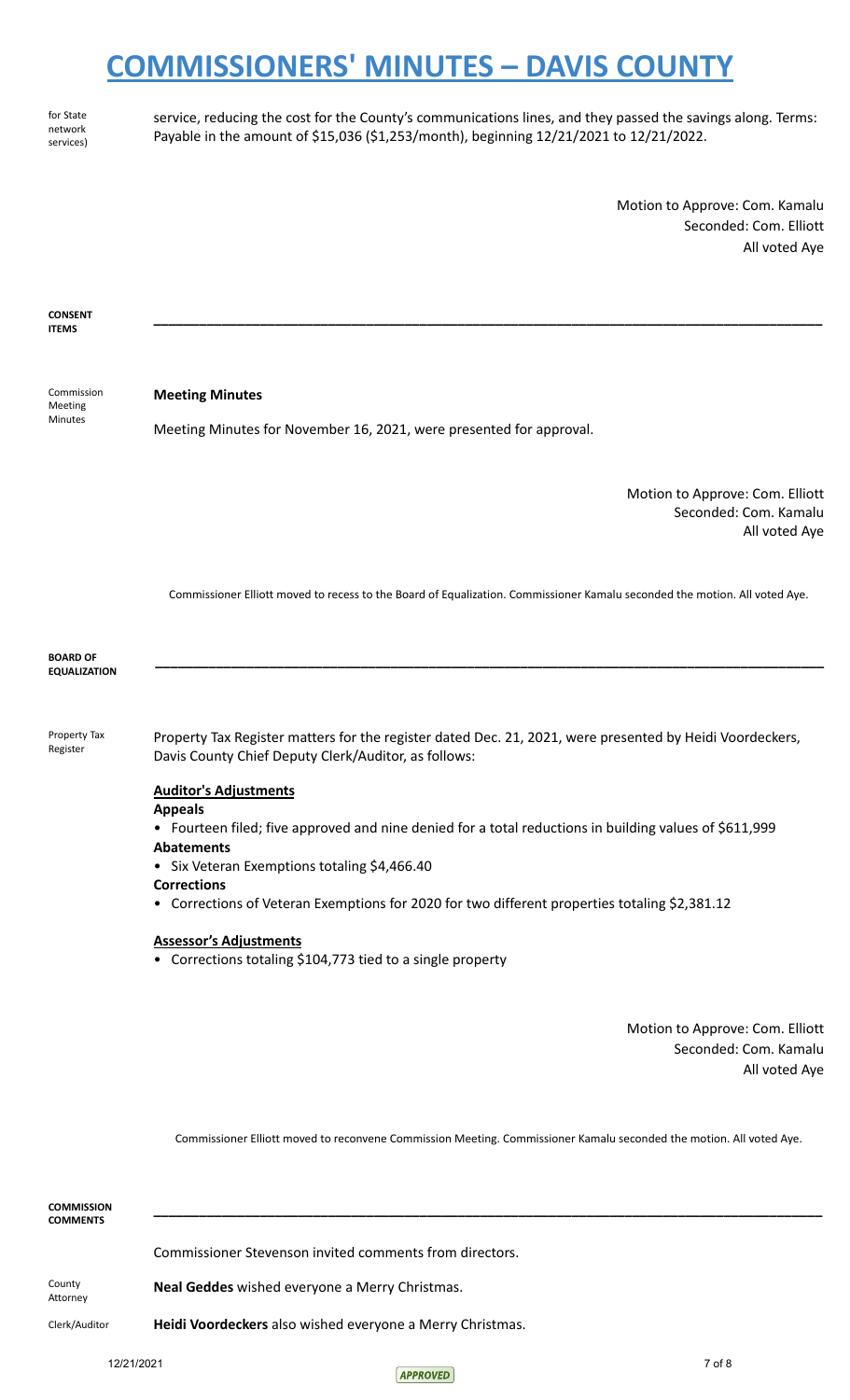for State network services)

service, reducing the cost for the County's communications lines, and they passed the savings along. Terms: Payable in the amount of $15,036 ($1,253/month), beginning 12/21/2021 to 12/21/2022.

Motion to Approve: Com. Kamalu
Seconded: Com. Elliott
All voted Aye

**CONSENT ITEMS**

---

Commission Meeting Minutes

**Meeting Minutes**

Meeting Minutes for November 16, 2021, were presented for approval.

Motion to Approve: Com. Elliott
Seconded: Com. Kamalu
All voted Aye

Commissioner Elliott moved to recess to the Board of Equalization. Commissioner Kamalu seconded the motion. All voted Aye.

**BOARD OF EQUALIZATION**

---

Property Tax Register

Property Tax Register matters for the register dated Dec. 21, 2021, were presented by Heidi Voordeckers, Davis County Chief Deputy Clerk/Auditor, as follows:

**Auditor's Adjustments**

**Appeals**

- Fourteen filed; five approved and nine denied for a total reductions in building values of $611,999

**Abatements**

- Six Veteran Exemptions totaling $4,466.40

**Corrections**

- Corrections of Veteran Exemptions for 2020 for two different properties totaling $2,381.12

**Assessor's Adjustments**

- Corrections totaling $104,773 tied to a single property

Motion to Approve: Com. Elliott
Seconded: Com. Kamalu
All voted Aye

Commissioner Elliott moved to reconvene Commission Meeting. Commissioner Kamalu seconded the motion. All voted Aye.

**COMMISSION COMMENTS**

---

Commissioner Stevenson invited comments from directors.

County Attorney

**Neal Geddes** wished everyone a Merry Christmas.

Clerk/Auditor

**Heidi Voordeckers** also wished everyone a Merry Christmas.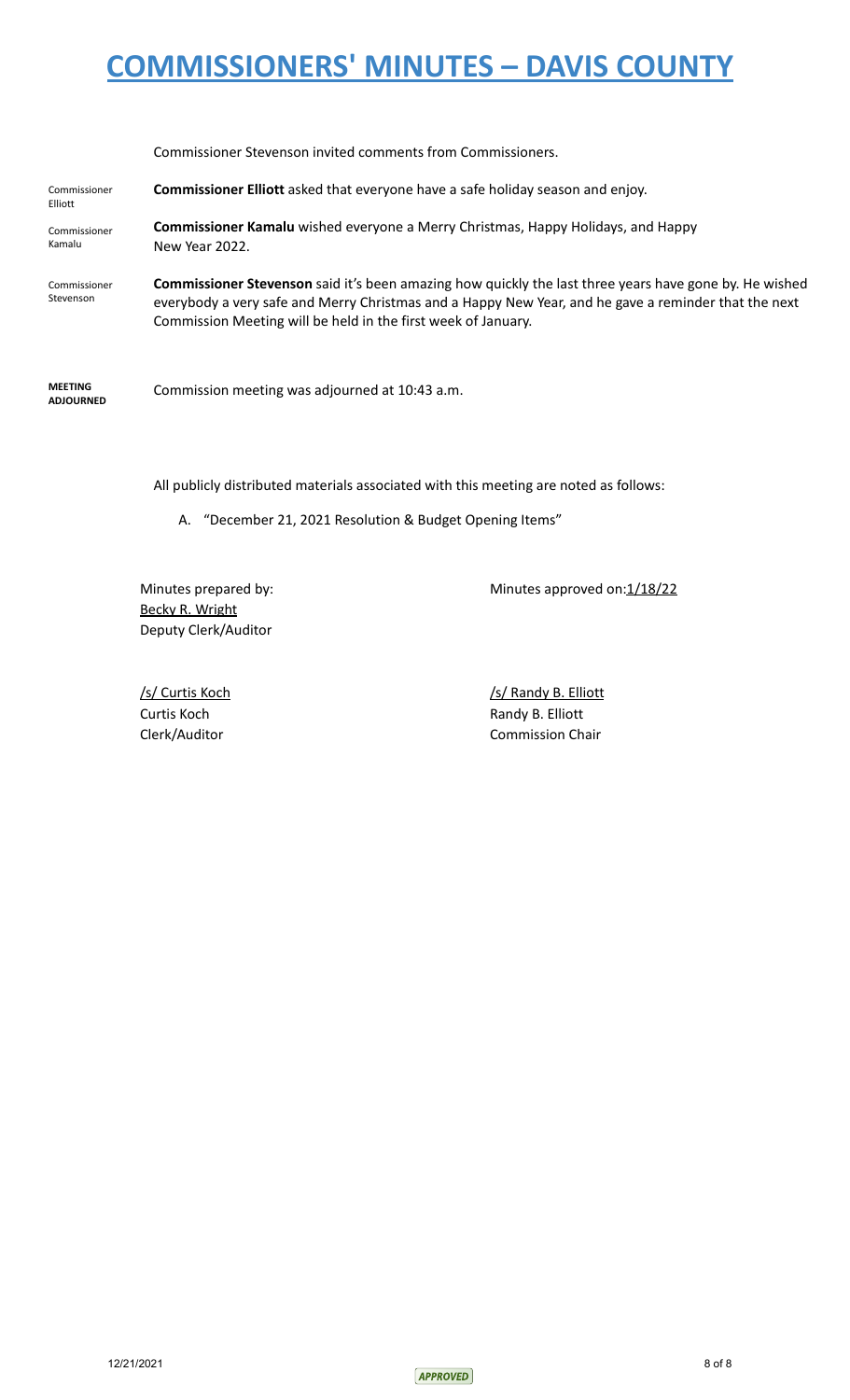Commissioner Stevenson invited comments from Commissioners.

Commissioner Elliott

**Commissioner Elliott** asked that everyone have a safe holiday season and enjoy.

Commissioner Kamalu

**Commissioner Kamalu** wished everyone a Merry Christmas, Happy Holidays, and Happy New Year 2022.

Commissioner Stevenson

**Commissioner Stevenson** said it's been amazing how quickly the last three years have gone by. He wished everybody a very safe and Merry Christmas and a Happy New Year, and he gave a reminder that the next Commission Meeting will be held in the first week of January.

**MEETING ADJOURNED**

Commission meeting was adjourned at 10:43 a.m.

All publicly distributed materials associated with this meeting are noted as follows:

A. "December 21, 2021 Resolution & Budget Opening Items"

Minutes prepared by:
Becky R. Wright
Deputy Clerk/Auditor

Minutes approved on: 1/18/22

/s/ Curtis Koch
Curtis Koch
Clerk/Auditor

/s/ Randy B. Elliott
Randy B. Elliott
Commission Chair